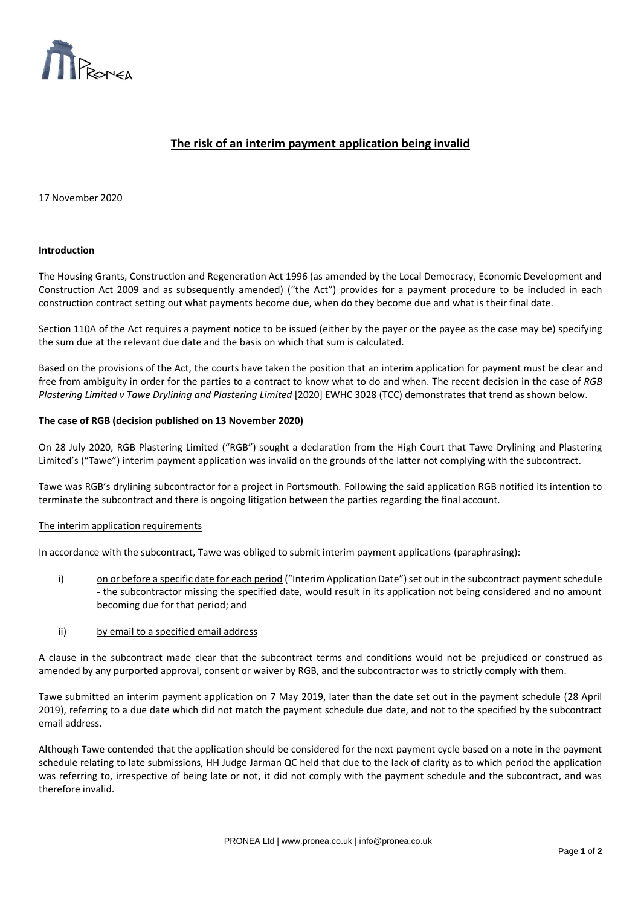## **The risk of an interim payment application being invalid**

17 November 2020

**Introduction**

The Housing Grants, Construction and Regeneration Act 1996 (as amended by the Local Democracy, Economic Development and Construction Act 2009 and as subsequently amended) ("the Act") provides for a payment procedure to be included in each construction contract setting out what payments become due, when do they become due and what is their final date.

Section 110A of the Act requires a payment notice to be issued (either by the payer or the payee as the case may be) specifying the sum due at the relevant due date and the basis on which that sum is calculated.

Based on the provisions of the Act, the courts have taken the position that an interim application for payment must be clear and free from ambiguity in order for the parties to a contract to know what to do and when. The recent decision in the case of *RGB Plastering Limited v Tawe Drylining and Plastering Limited* [2020] EWHC 3028 (TCC) demonstrates that trend as shown below.

**The case of RGB (decision published on 13 November 2020)**

On 28 July 2020, RGB Plastering Limited ("RGB") sought a declaration from the High Court that Tawe Drylining and Plastering Limited's ("Tawe") interim payment application was invalid on the grounds of the latter not complying with the subcontract.

Tawe was RGB's drylining subcontractor for a project in Portsmouth. Following the said application RGB notified its intention to terminate the subcontract and there is ongoing litigation between the parties regarding the final account.

The interim application requirements

In accordance with the subcontract, Tawe was obliged to submit interim payment applications (paraphrasing):

i) on or before a specific date for each period ("Interim Application Date") set out in the subcontract payment schedule - the subcontractor missing the specified date, would result in its application not being considered and no amount becoming due for that period; and

ii) by email to a specified email address

A clause in the subcontract made clear that the subcontract terms and conditions would not be prejudiced or construed as amended by any purported approval, consent or waiver by RGB, and the subcontractor was to strictly comply with them.

Tawe submitted an interim payment application on 7 May 2019, later than the date set out in the payment schedule (28 April 2019), referring to a due date which did not match the payment schedule due date, and not to the specified by the subcontract email address.

Although Tawe contended that the application should be considered for the next payment cycle based on a note in the payment schedule relating to late submissions, HH Judge Jarman QC held that due to the lack of clarity as to which period the application was referring to, irrespective of being late or not, it did not comply with the payment schedule and the subcontract, and was therefore invalid.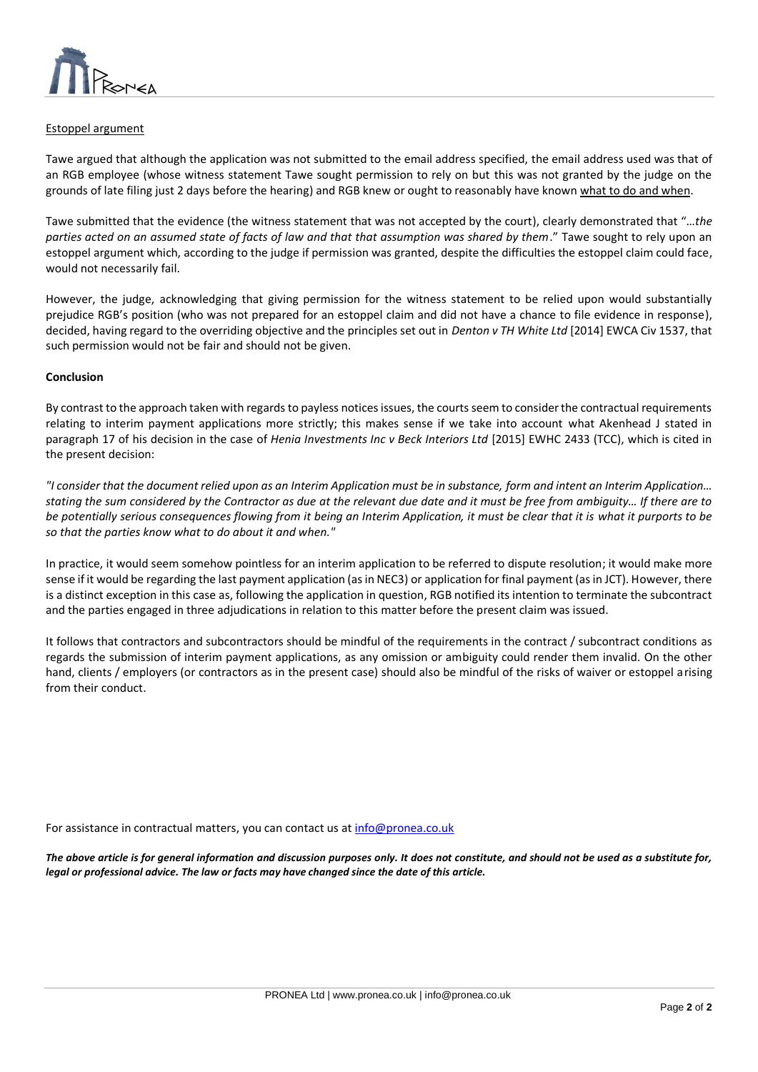Estoppel argument

Tawe argued that although the application was not submitted to the email address specified, the email address used was that of an RGB employee (whose witness statement Tawe sought permission to rely on but this was not granted by the judge on the grounds of late filing just 2 days before the hearing) and RGB knew or ought to reasonably have known what to do and when.

Tawe submitted that the evidence (the witness statement that was not accepted by the court), clearly demonstrated that "…*the parties acted on an assumed state of facts of law and that that assumption was shared by them*." Tawe sought to rely upon an estoppel argument which, according to the judge if permission was granted, despite the difficulties the estoppel claim could face, would not necessarily fail.

However, the judge, acknowledging that giving permission for the witness statement to be relied upon would substantially prejudice RGB's position (who was not prepared for an estoppel claim and did not have a chance to file evidence in response), decided, having regard to the overriding objective and the principles set out in *Denton v TH White Ltd* [2014] EWCA Civ 1537, that such permission would not be fair and should not be given.

**Conclusion**

By contrast to the approach taken with regards to payless notices issues, the courts seem to consider the contractual requirements relating to interim payment applications more strictly; this makes sense if we take into account what Akenhead J stated in paragraph 17 of his decision in the case of *Henia Investments Inc v Beck Interiors Ltd* [2015] EWHC 2433 (TCC), which is cited in the present decision:

*"I consider that the document relied upon as an Interim Application must be in substance, form and intent an Interim Application… stating the sum considered by the Contractor as due at the relevant due date and it must be free from ambiguity… If there are to be potentially serious consequences flowing from it being an Interim Application, it must be clear that it is what it purports to be so that the parties know what to do about it and when."*

In practice, it would seem somehow pointless for an interim application to be referred to dispute resolution; it would make more sense if it would be regarding the last payment application (as in NEC3) or application for final payment (as in JCT). However, there is a distinct exception in this case as, following the application in question, RGB notified its intention to terminate the subcontract and the parties engaged in three adjudications in relation to this matter before the present claim was issued.

It follows that contractors and subcontractors should be mindful of the requirements in the contract / subcontract conditions as regards the submission of interim payment applications, as any omission or ambiguity could render them invalid. On the other hand, clients / employers (or contractors as in the present case) should also be mindful of the risks of waiver or estoppel arising from their conduct.

For assistance in contractual matters, you can contact us at info@pronea.co.uk

***The above article is for general information and discussion purposes only. It does not constitute, and should not be used as a substitute for, legal or professional advice. The law or facts may have changed since the date of this article.***